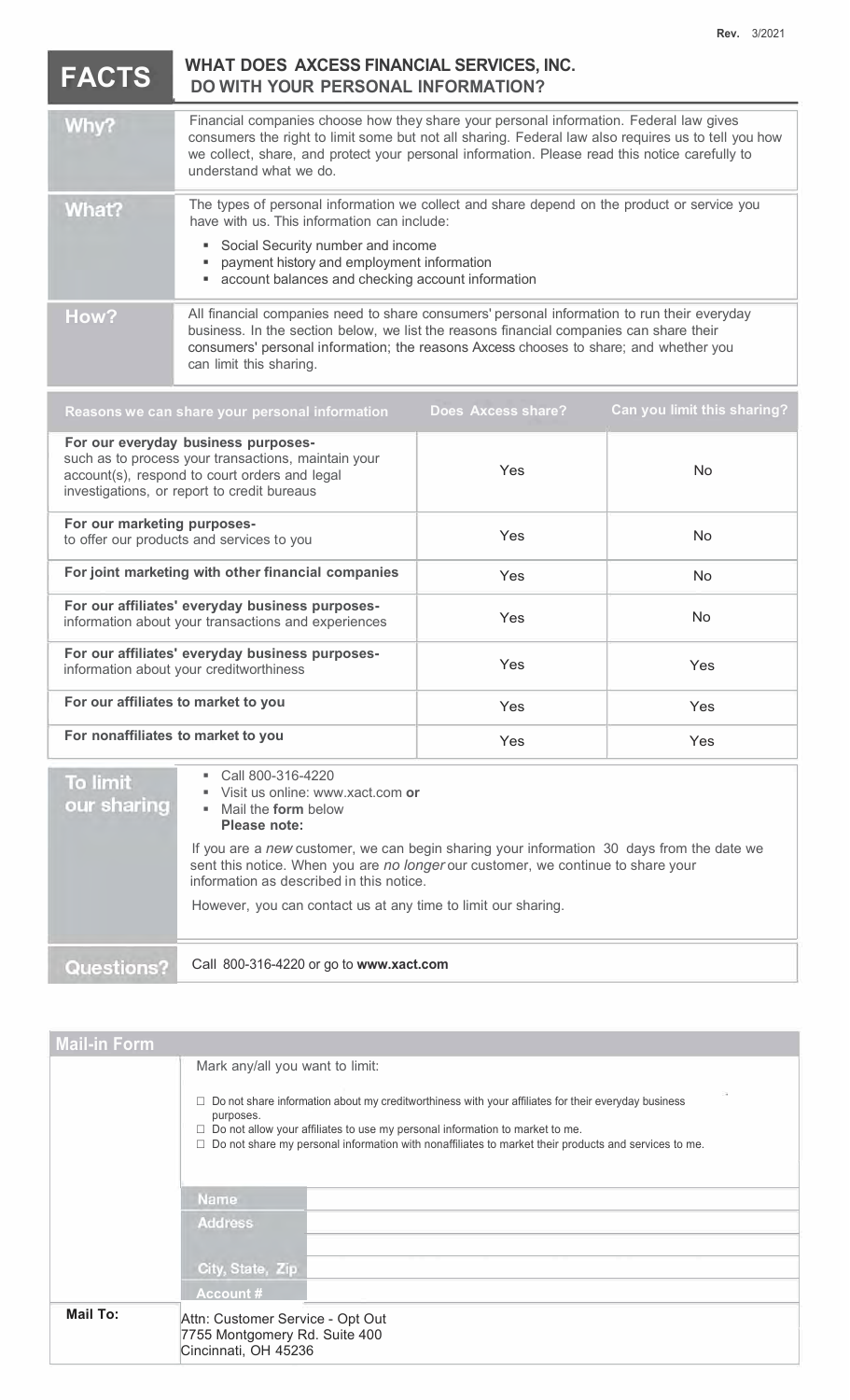Rev. 3/2021

# FACTS — WHAT DOES AXCESS FINANCIAL SERVICES, INC. DO WITH YOUR PERSONAL INFORMATION?

| | |
|---|---|
| **Why?** | Financial companies choose how they share your personal information. Federal law gives consumers the right to limit some but not all sharing. Federal law also requires us to tell you how we collect, share, and protect your personal information. Please read this notice carefully to understand what we do. |
| **What?** | The types of personal information we collect and share depend on the product or service you have with us. This information can include:<br>▪ Social Security number and income<br>▪ payment history and employment information<br>▪ account balances and checking account information |
| **How?** | All financial companies need to share consumers' personal information to run their everyday business. In the section below, we list the reasons financial companies can share their consumers' personal information; the reasons Axcess chooses to share; and whether you can limit this sharing. |

| Reasons we can share your personal information | Does Axcess share? | Can you limit this sharing? |
|---|---|---|
| **For our everyday business purposes-** such as to process your transactions, maintain your account(s), respond to court orders and legal investigations, or report to credit bureaus | Yes | No |
| **For our marketing purposes-** to offer our products and services to you | Yes | No |
| **For joint marketing with other financial companies** | Yes | No |
| **For our affiliates' everyday business purposes-** information about your transactions and experiences | Yes | No |
| **For our affiliates' everyday business purposes-** information about your creditworthiness | Yes | Yes |
| **For our affiliates to market to you** | Yes | Yes |
| **For nonaffiliates to market to you** | Yes | Yes |

| | |
|---|---|
| **To limit our sharing** | ▪ Call 800-316-4220<br>▪ Visit us online: www.xact.com **or**<br>▪ Mail the **form** below<br>**Please note:**<br>If you are a *new* customer, we can begin sharing your information 30 days from the date we sent this notice. When you are *no longer* our customer, we continue to share your information as described in this notice.<br>However, you can contact us at any time to limit our sharing. |
| **Questions?** | Call 800-316-4220 or go to **www.xact.com** |

## Mail-in Form

Mark any/all you want to limit:

☐ Do not share information about my creditworthiness with your affiliates for their everyday business purposes.
☐ Do not allow your affiliates to use my personal information to market to me.
☐ Do not share my personal information with nonaffiliates to market their products and services to me.

| | |
|---|---|
| Name | |
| Address | |
| | |
| City, State, Zip | |
| Account # | |

**Mail To:**
Attn: Customer Service - Opt Out
7755 Montgomery Rd. Suite 400
Cincinnati, OH 45236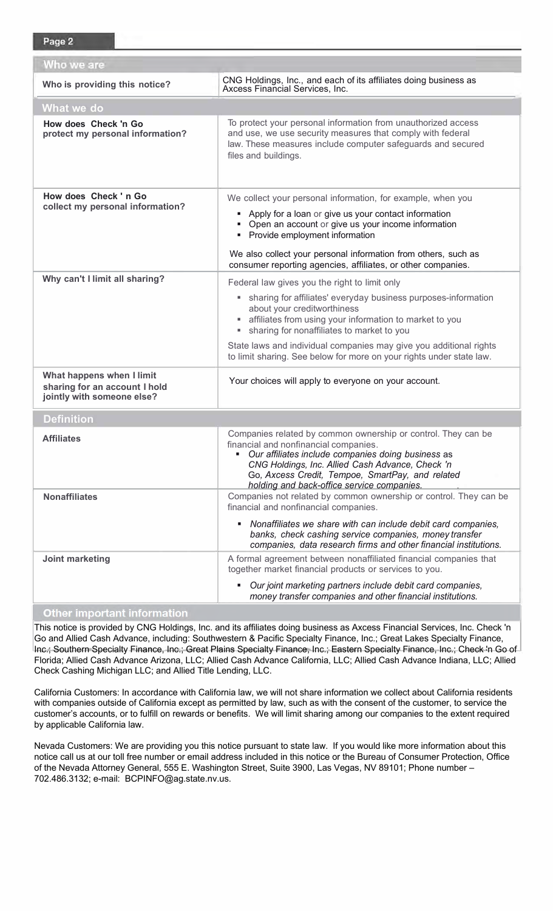| Who we are | |
|---|---|
| **Who is providing this notice?** | CNG Holdings, Inc., and each of its affiliates doing business as Axcess Financial Services, Inc. |

| What we do | |
|---|---|
| **How does Check 'n Go protect my personal information?** | To protect your personal information from unauthorized access and use, we use security measures that comply with federal law. These measures include computer safeguards and secured files and buildings. |
| **How does Check ' n Go collect my personal information?** | We collect your personal information, for example, when you<br>▪ Apply for a loan or give us your contact information<br>▪ Open an account or give us your income information<br>▪ Provide employment information<br><br>We also collect your personal information from others, such as consumer reporting agencies, affiliates, or other companies. |
| **Why can't I limit all sharing?** | Federal law gives you the right to limit only<br>▪ sharing for affiliates' everyday business purposes-information about your creditworthiness<br>▪ affiliates from using your information to market to you<br>▪ sharing for nonaffiliates to market to you<br><br>State laws and individual companies may give you additional rights to limit sharing. See below for more on your rights under state law. |
| **What happens when I limit sharing for an account I hold jointly with someone else?** | Your choices will apply to everyone on your account. |

| Definition | |
|---|---|
| **Affiliates** | Companies related by common ownership or control. They can be financial and nonfinancial companies.<br>▪ *Our affiliates include companies doing business as CNG Holdings, Inc. Allied Cash Advance, Check 'n Go, Axcess Credit, Tempoe, SmartPay, and related holding and back-office service companies.* |
| **Nonaffiliates** | Companies not related by common ownership or control. They can be financial and nonfinancial companies.<br>▪ *Nonaffiliates we share with can include debit card companies, banks, check cashing service companies, money transfer companies, data research firms and other financial institutions.* |
| **Joint marketing** | A formal agreement between nonaffiliated financial companies that together market financial products or services to you.<br>▪ *Our joint marketing partners include debit card companies, money transfer companies and other financial institutions.* |

## Other important information

This notice is provided by CNG Holdings, Inc. and its affiliates doing business as Axcess Financial Services, Inc. Check 'n Go and Allied Cash Advance, including: Southwestern & Pacific Specialty Finance, Inc.; Great Lakes Specialty Finance, Inc.; Southern Specialty Finance, Inc.; Great Plains Specialty Finance, Inc.; Eastern Specialty Finance, Inc.; Check 'n Go of Florida; Allied Cash Advance Arizona, LLC; Allied Cash Advance California, LLC; Allied Cash Advance Indiana, LLC; Allied Check Cashing Michigan LLC; and Allied Title Lending, LLC.

California Customers: In accordance with California law, we will not share information we collect about California residents with companies outside of California except as permitted by law, such as with the consent of the customer, to service the customer's accounts, or to fulfill on rewards or benefits. We will limit sharing among our companies to the extent required by applicable California law.

Nevada Customers: We are providing you this notice pursuant to state law. If you would like more information about this notice call us at our toll free number or email address included in this notice or the Bureau of Consumer Protection, Office of the Nevada Attorney General, 555 E. Washington Street, Suite 3900, Las Vegas, NV 89101; Phone number – 702.486.3132; e-mail: BCPINFO@ag.state.nv.us.